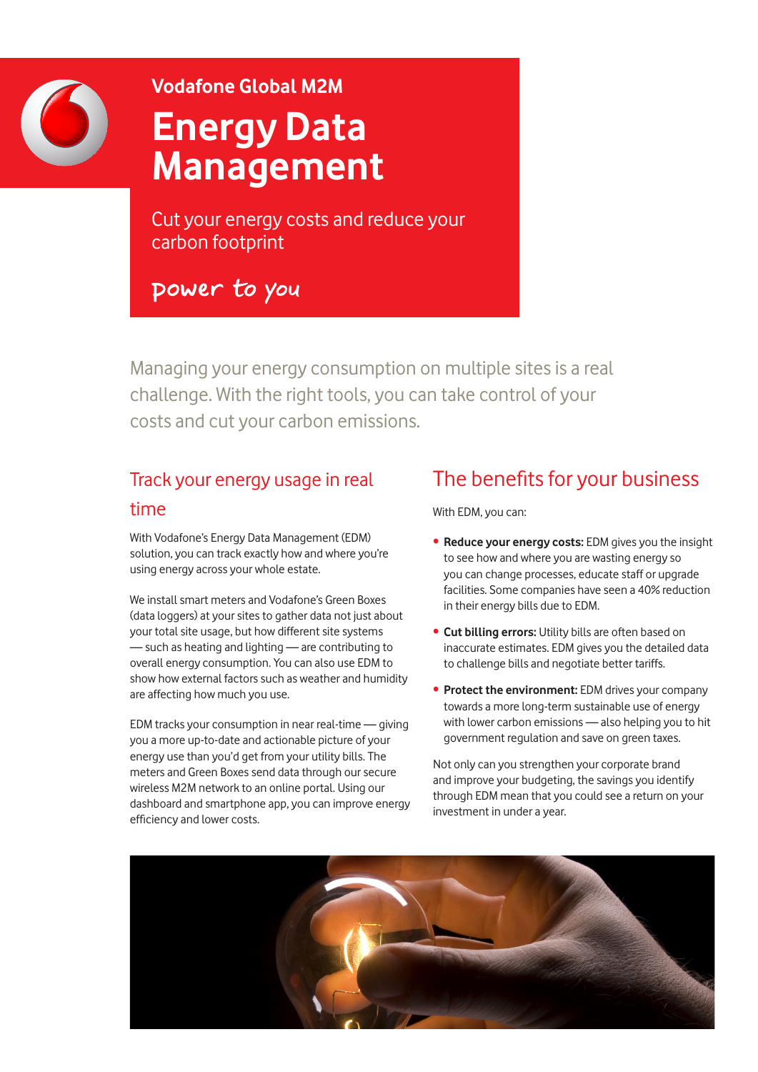Vodafone Global M2M

# Energy Data Management

Cut your energy costs and reduce your carbon footprint

power to you

Managing your energy consumption on multiple sites is a real challenge. With the right tools, you can take control of your costs and cut your carbon emissions.

## Track your energy usage in real time

With Vodafone's Energy Data Management (EDM) solution, you can track exactly how and where you're using energy across your whole estate.

We install smart meters and Vodafone's Green Boxes (data loggers) at your sites to gather data not just about your total site usage, but how different site systems — such as heating and lighting — are contributing to overall energy consumption. You can also use EDM to show how external factors such as weather and humidity are affecting how much you use.

EDM tracks your consumption in near real-time — giving you a more up-to-date and actionable picture of your energy use than you'd get from your utility bills. The meters and Green Boxes send data through our secure wireless M2M network to an online portal. Using our dashboard and smartphone app, you can improve energy efficiency and lower costs.

## The benefits for your business

With EDM, you can:

- **Reduce your energy costs:** EDM gives you the insight to see how and where you are wasting energy so you can change processes, educate staff or upgrade facilities. Some companies have seen a 40% reduction in their energy bills due to EDM.
- **Cut billing errors:** Utility bills are often based on inaccurate estimates. EDM gives you the detailed data to challenge bills and negotiate better tariffs.
- **Protect the environment:** EDM drives your company towards a more long-term sustainable use of energy with lower carbon emissions — also helping you to hit government regulation and save on green taxes.

Not only can you strengthen your corporate brand and improve your budgeting, the savings you identify through EDM mean that you could see a return on your investment in under a year.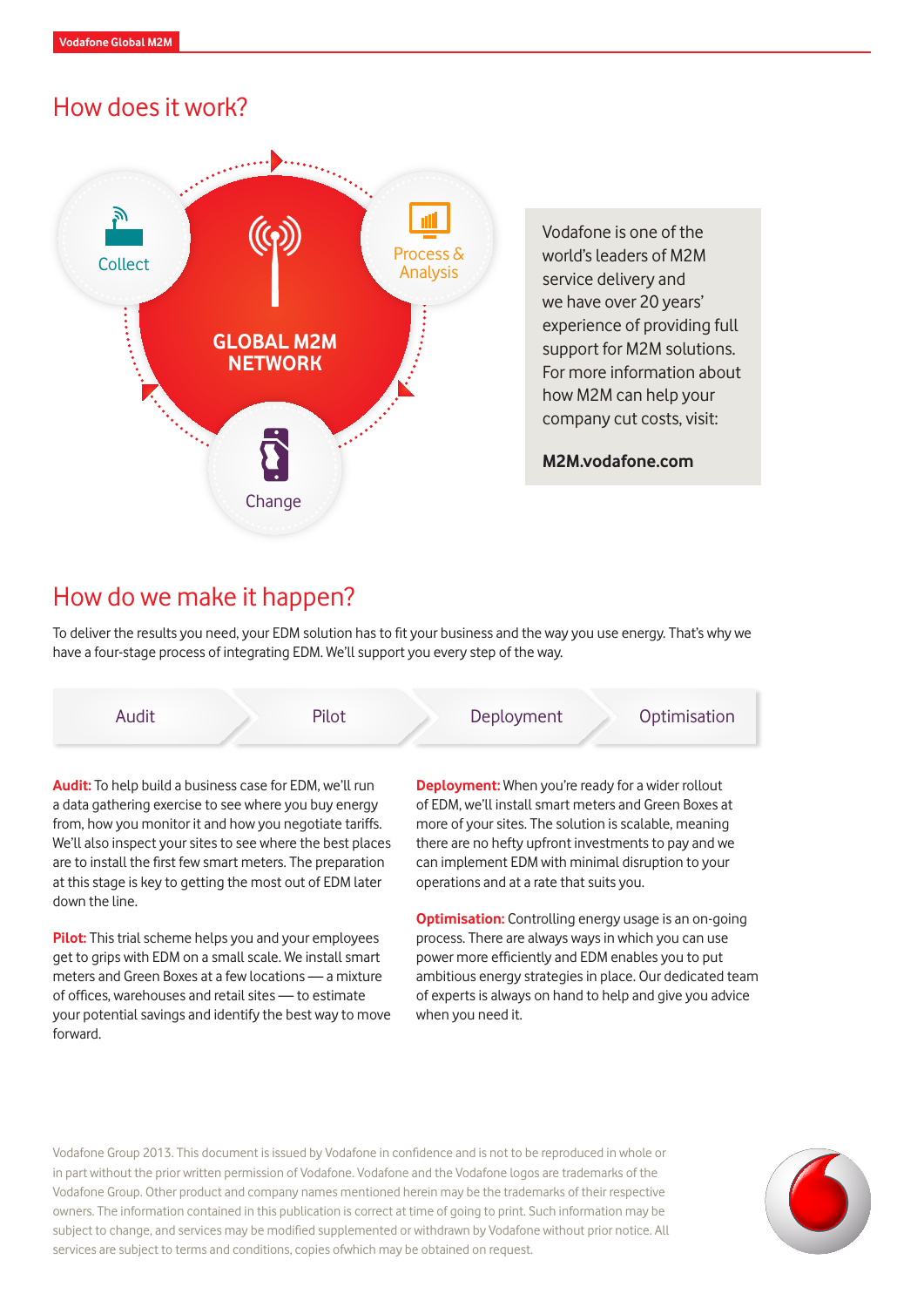## How does it work?

Collect

Process & Analysis

GLOBAL M2M NETWORK

Change

Vodafone is one of the world's leaders of M2M service delivery and we have over 20 years' experience of providing full support for M2M solutions. For more information about how M2M can help your company cut costs, visit:

**M2M.vodafone.com**

## How do we make it happen?

To deliver the results you need, your EDM solution has to fit your business and the way you use energy. That's why we have a four-stage process of integrating EDM. We'll support you every step of the way.

Audit → Pilot → Deployment → Optimisation

**Audit:** To help build a business case for EDM, we'll run a data gathering exercise to see where you buy energy from, how you monitor it and how you negotiate tariffs. We'll also inspect your sites to see where the best places are to install the first few smart meters. The preparation at this stage is key to getting the most out of EDM later down the line.

**Pilot:** This trial scheme helps you and your employees get to grips with EDM on a small scale. We install smart meters and Green Boxes at a few locations — a mixture of offices, warehouses and retail sites — to estimate your potential savings and identify the best way to move forward.

**Deployment:** When you're ready for a wider rollout of EDM, we'll install smart meters and Green Boxes at more of your sites. The solution is scalable, meaning there are no hefty upfront investments to pay and we can implement EDM with minimal disruption to your operations and at a rate that suits you.

**Optimisation:** Controlling energy usage is an on-going process. There are always ways in which you can use power more efficiently and EDM enables you to put ambitious energy strategies in place. Our dedicated team of experts is always on hand to help and give you advice when you need it.

Vodafone Group 2013. This document is issued by Vodafone in confidence and is not to be reproduced in whole or in part without the prior written permission of Vodafone. Vodafone and the Vodafone logos are trademarks of the Vodafone Group. Other product and company names mentioned herein may be the trademarks of their respective owners. The information contained in this publication is correct at time of going to print. Such information may be subject to change, and services may be modified supplemented or withdrawn by Vodafone without prior notice. All services are subject to terms and conditions, copies ofwhich may be obtained on request.